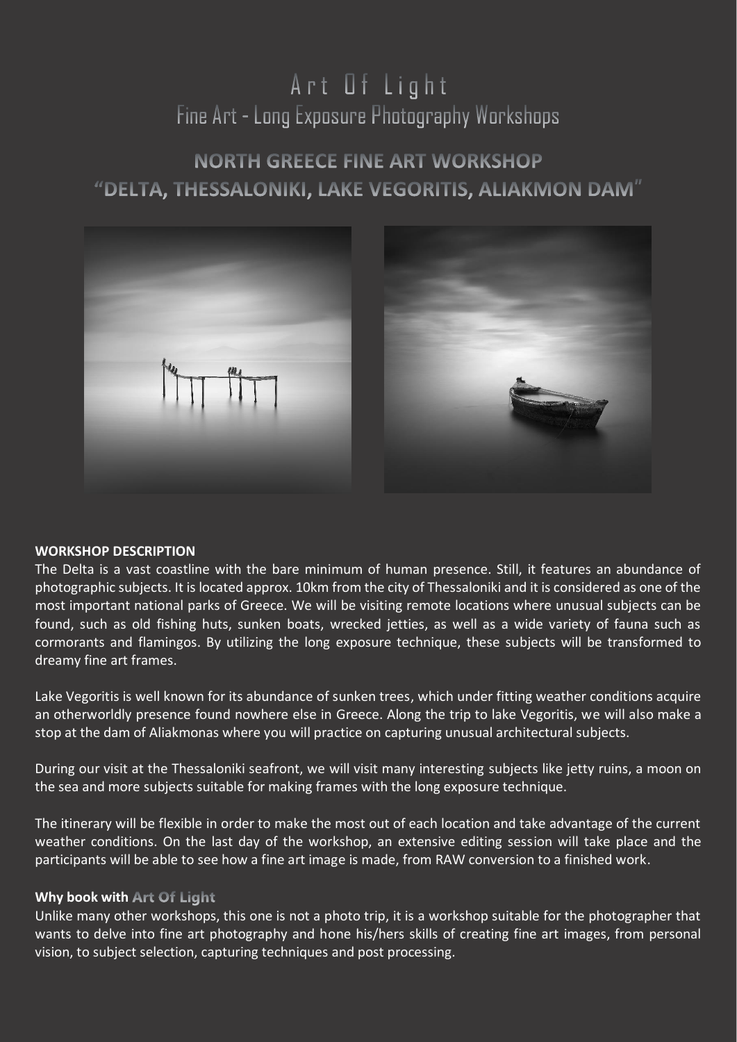# Art Of Light

## Fine Art - Long Exposure Photography Workshops

## NORTH GREECE FINE ART WORKSHOP
## "DELTA, THESSALONIKI, LAKE VEGORITIS, ALIAKMON DAM"

**WORKSHOP DESCRIPTION**

The Delta is a vast coastline with the bare minimum of human presence. Still, it features an abundance of photographic subjects. It is located approx. 10km from the city of Thessaloniki and it is considered as one of the most important national parks of Greece. We will be visiting remote locations where unusual subjects can be found, such as old fishing huts, sunken boats, wrecked jetties, as well as a wide variety of fauna such as cormorants and flamingos. By utilizing the long exposure technique, these subjects will be transformed to dreamy fine art frames.

Lake Vegoritis is well known for its abundance of sunken trees, which under fitting weather conditions acquire an otherworldly presence found nowhere else in Greece. Along the trip to lake Vegoritis, we will also make a stop at the dam of Aliakmonas where you will practice on capturing unusual architectural subjects.

During our visit at the Thessaloniki seafront, we will visit many interesting subjects like jetty ruins, a moon on the sea and more subjects suitable for making frames with the long exposure technique.

The itinerary will be flexible in order to make the most out of each location and take advantage of the current weather conditions. On the last day of the workshop, an extensive editing session will take place and the participants will be able to see how a fine art image is made, from RAW conversion to a finished work.

**Why book with Art Of Light**

Unlike many other workshops, this one is not a photo trip, it is a workshop suitable for the photographer that wants to delve into fine art photography and hone his/hers skills of creating fine art images, from personal vision, to subject selection, capturing techniques and post processing.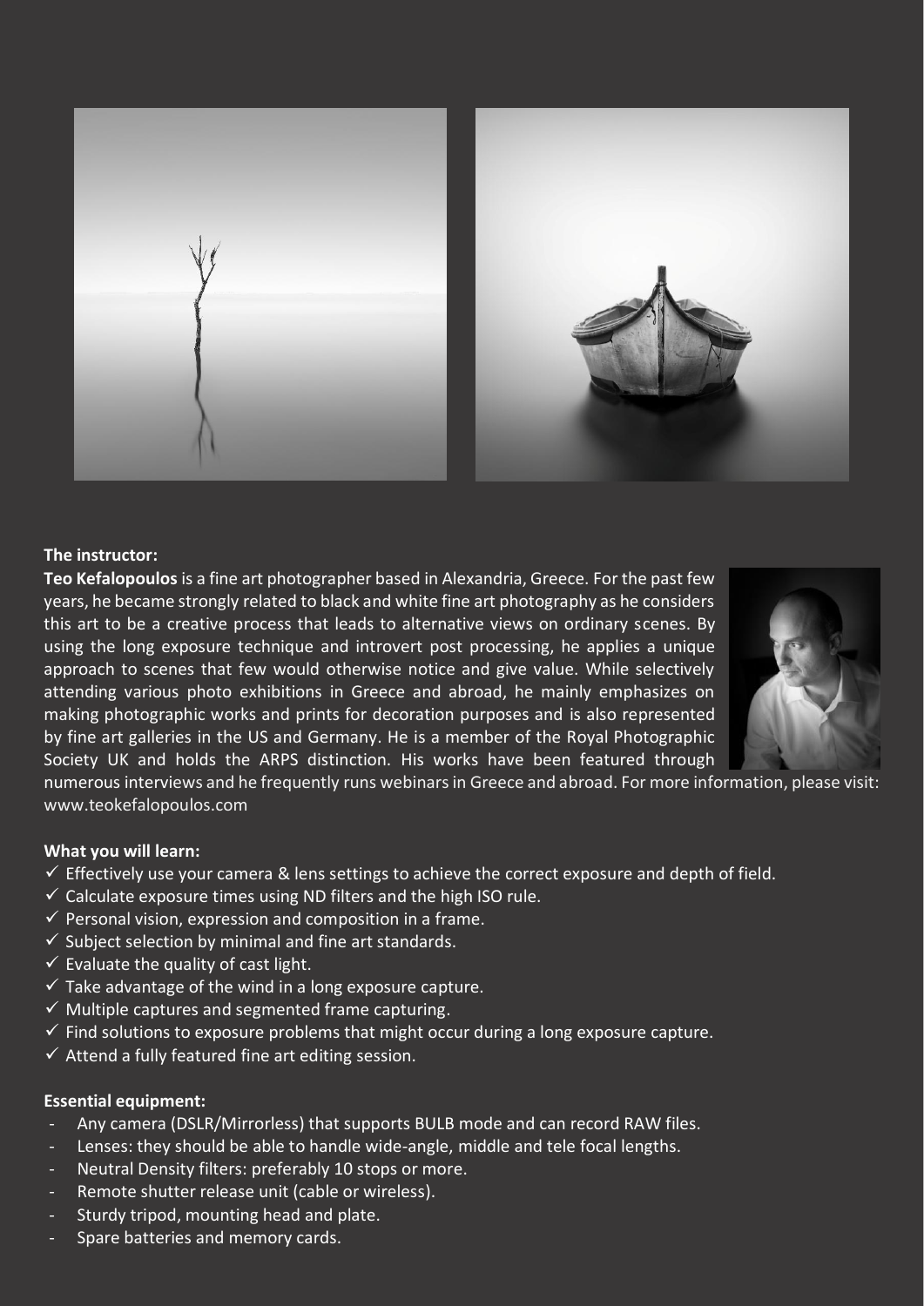**The instructor:**

**Teo Kefalopoulos** is a fine art photographer based in Alexandria, Greece. For the past few years, he became strongly related to black and white fine art photography as he considers this art to be a creative process that leads to alternative views on ordinary scenes. By using the long exposure technique and introvert post processing, he applies a unique approach to scenes that few would otherwise notice and give value. While selectively attending various photo exhibitions in Greece and abroad, he mainly emphasizes on making photographic works and prints for decoration purposes and is also represented by fine art galleries in the US and Germany. He is a member of the Royal Photographic Society UK and holds the ARPS distinction. His works have been featured through numerous interviews and he frequently runs webinars in Greece and abroad. For more information, please visit: www.teokefalopoulos.com

**What you will learn:**

- ✓ Effectively use your camera & lens settings to achieve the correct exposure and depth of field.
- ✓ Calculate exposure times using ND filters and the high ISO rule.
- ✓ Personal vision, expression and composition in a frame.
- ✓ Subject selection by minimal and fine art standards.
- ✓ Evaluate the quality of cast light.
- ✓ Take advantage of the wind in a long exposure capture.
- ✓ Multiple captures and segmented frame capturing.
- ✓ Find solutions to exposure problems that might occur during a long exposure capture.
- ✓ Attend a fully featured fine art editing session.

**Essential equipment:**

- Any camera (DSLR/Mirrorless) that supports BULB mode and can record RAW files.
- Lenses: they should be able to handle wide-angle, middle and tele focal lengths.
- Neutral Density filters: preferably 10 stops or more.
- Remote shutter release unit (cable or wireless).
- Sturdy tripod, mounting head and plate.
- Spare batteries and memory cards.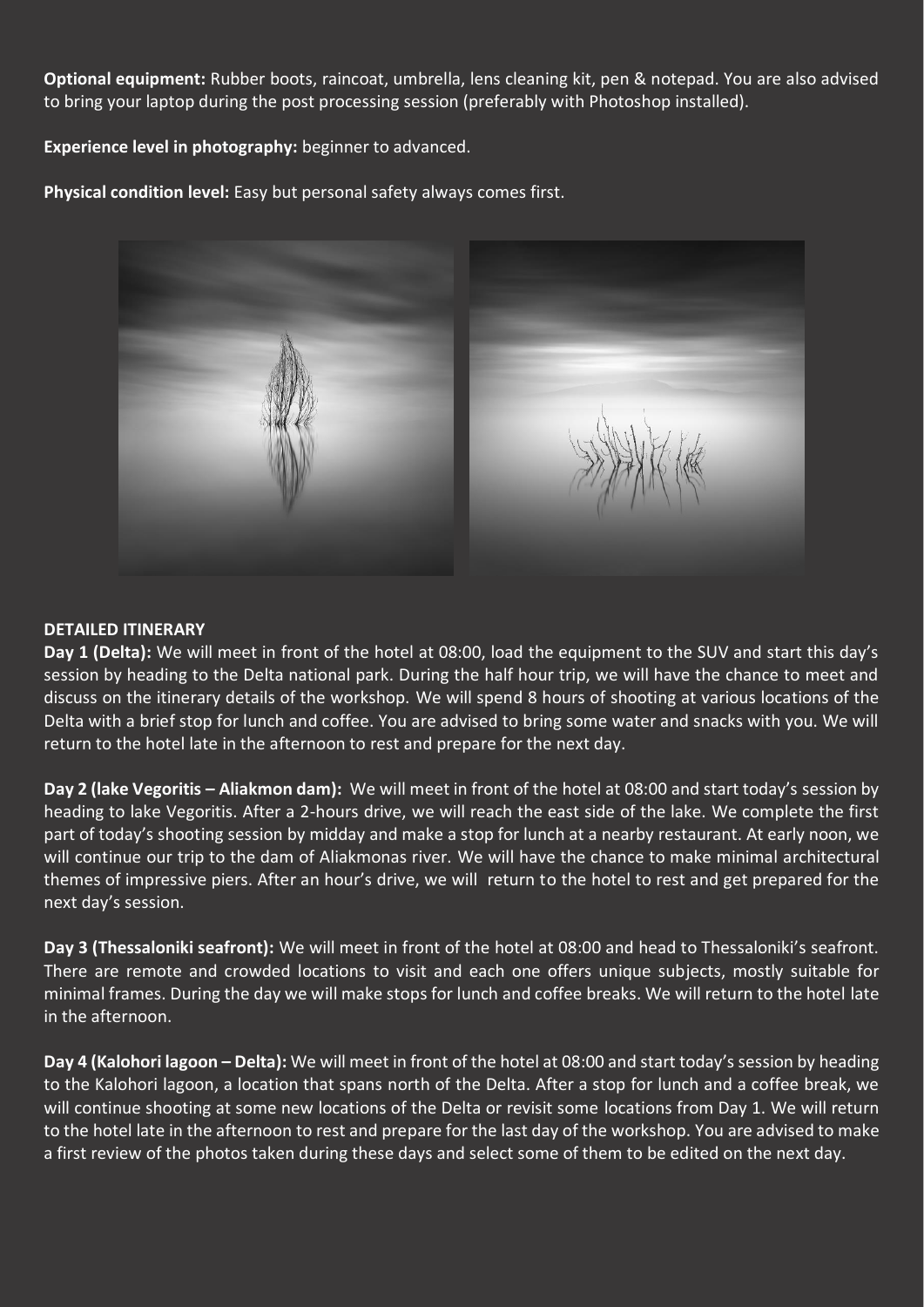**Optional equipment:** Rubber boots, raincoat, umbrella, lens cleaning kit, pen & notepad. You are also advised to bring your laptop during the post processing session (preferably with Photoshop installed).

**Experience level in photography:** beginner to advanced.

**Physical condition level:** Easy but personal safety always comes first.

**DETAILED ITINERARY**

**Day 1 (Delta):** We will meet in front of the hotel at 08:00, load the equipment to the SUV and start this day's session by heading to the Delta national park. During the half hour trip, we will have the chance to meet and discuss on the itinerary details of the workshop. We will spend 8 hours of shooting at various locations of the Delta with a brief stop for lunch and coffee. You are advised to bring some water and snacks with you. We will return to the hotel late in the afternoon to rest and prepare for the next day.

**Day 2 (lake Vegoritis – Aliakmon dam):** We will meet in front of the hotel at 08:00 and start today's session by heading to lake Vegoritis. After a 2-hours drive, we will reach the east side of the lake. We complete the first part of today's shooting session by midday and make a stop for lunch at a nearby restaurant. At early noon, we will continue our trip to the dam of Aliakmonas river. We will have the chance to make minimal architectural themes of impressive piers. After an hour's drive, we will return to the hotel to rest and get prepared for the next day's session.

**Day 3 (Thessaloniki seafront):** We will meet in front of the hotel at 08:00 and head to Thessaloniki's seafront. There are remote and crowded locations to visit and each one offers unique subjects, mostly suitable for minimal frames. During the day we will make stops for lunch and coffee breaks. We will return to the hotel late in the afternoon.

**Day 4 (Kalohori lagoon – Delta):** We will meet in front of the hotel at 08:00 and start today's session by heading to the Kalohori lagoon, a location that spans north of the Delta. After a stop for lunch and a coffee break, we will continue shooting at some new locations of the Delta or revisit some locations from Day 1. We will return to the hotel late in the afternoon to rest and prepare for the last day of the workshop. You are advised to make a first review of the photos taken during these days and select some of them to be edited on the next day.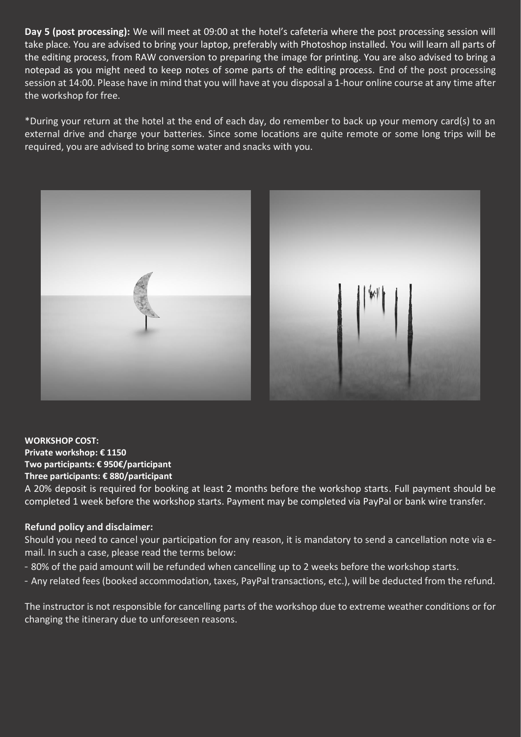**Day 5 (post processing):** We will meet at 09:00 at the hotel's cafeteria where the post processing session will take place. You are advised to bring your laptop, preferably with Photoshop installed. You will learn all parts of the editing process, from RAW conversion to preparing the image for printing. You are also advised to bring a notepad as you might need to keep notes of some parts of the editing process. End of the post processing session at 14:00. Please have in mind that you will have at you disposal a 1-hour online course at any time after the workshop for free.

*During your return at the hotel at the end of each day, do remember to back up your memory card(s) to an external drive and charge your batteries. Since some locations are quite remote or some long trips will be required, you are advised to bring some water and snacks with you.

**WORKSHOP COST:**
**Private workshop: € 1150**
**Two participants: € 950€/participant**
**Three participants: € 880/participant**

A 20% deposit is required for booking at least 2 months before the workshop starts. Full payment should be completed 1 week before the workshop starts. Payment may be completed via PayPal or bank wire transfer.

**Refund policy and disclaimer:**

Should you need to cancel your participation for any reason, it is mandatory to send a cancellation note via e-mail. In such a case, please read the terms below:

- 80% of the paid amount will be refunded when cancelling up to 2 weeks before the workshop starts.
- Any related fees (booked accommodation, taxes, PayPal transactions, etc.), will be deducted from the refund.

The instructor is not responsible for cancelling parts of the workshop due to extreme weather conditions or for changing the itinerary due to unforeseen reasons.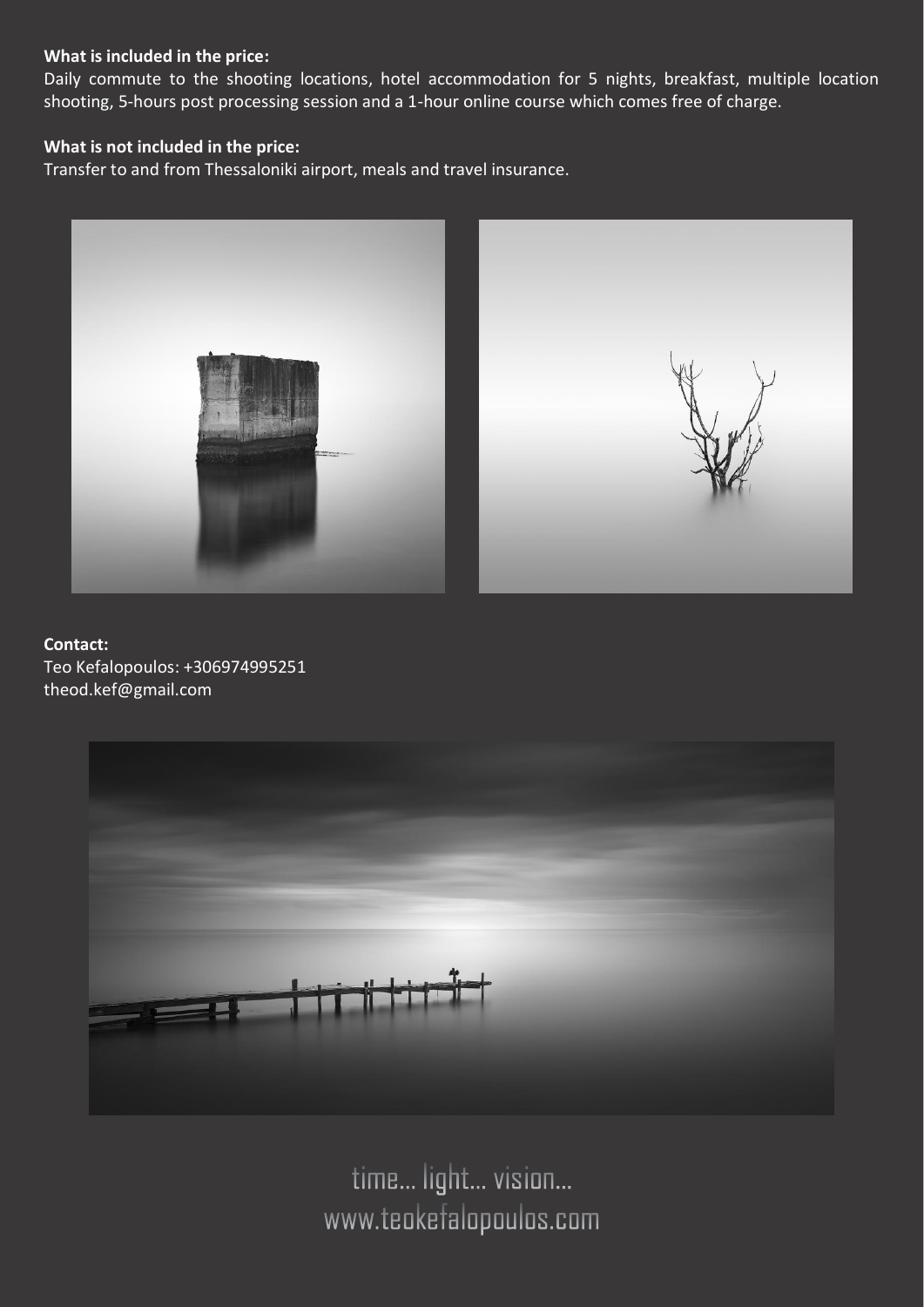**What is included in the price:**
Daily commute to the shooting locations, hotel accommodation for 5 nights, breakfast, multiple location shooting, 5-hours post processing session and a 1-hour online course which comes free of charge.

**What is not included in the price:**
Transfer to and from Thessaloniki airport, meals and travel insurance.

**Contact:**
Teo Kefalopoulos: +306974995251
theod.kef@gmail.com

time... light... vision...
www.teokefalopoulos.com